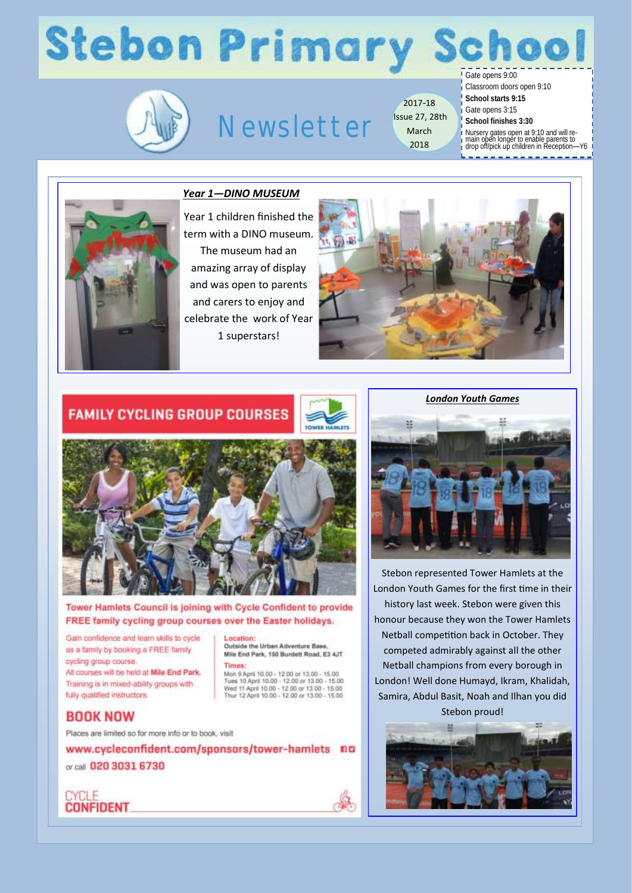# Stebon Primary School

## Newsletter

2017-18 Issue 27, 28th March 2018

Gate opens 9:00
Classroom doors open 9:10
**School starts 9:15**
Gate opens 3:15
**School finishes 3:30**
Nursery gates open at 9:10 and will remain open longer to enable parents to drop off/pick up children in Reception—Y6

### *Year 1—DINO MUSEUM*

Year 1 children finished the term with a DINO museum. The museum had an amazing array of display and was open to parents and carers to enjoy and celebrate the work of Year 1 superstars!

## FAMILY CYCLING GROUP COURSES

**Tower Hamlets Council is joining with Cycle Confident to provide FREE family cycling group courses over the Easter holidays.**

Gain confidence and learn skills to cycle as a family by booking a FREE family cycling group course.
All courses will be held at **Mile End Park**.
Training is in mixed-ability groups with fully qualified instructors.

**Location:**
Outside the Urban Adventure Base, Mile End Park, 150 Burdett Road, E3 4JT

**Times:**
Mon 9 April 10.00 - 12.00 or 13.00 - 15.00
Tues 10 April 10.00 - 12.00 or 13.00 - 15.00
Wed 11 April 10.00 - 12.00 or 13.00 - 15.00
Thur 12 April 10.00 - 12.00 or 13.00 - 15.00

## BOOK NOW

Places are limited so for more info or to book, visit
**www.cycleconfident.com/sponsors/tower-hamlets**
or call **020 3031 6730**

CYCLE CONFIDENT

### *London Youth Games*

Stebon represented Tower Hamlets at the London Youth Games for the first time in their history last week. Stebon were given this honour because they won the Tower Hamlets Netball competition back in October. They competed admirably against all the other Netball champions from every borough in London! Well done Humayd, Ikram, Khalidah, Samira, Abdul Basit, Noah and Ilhan you did Stebon proud!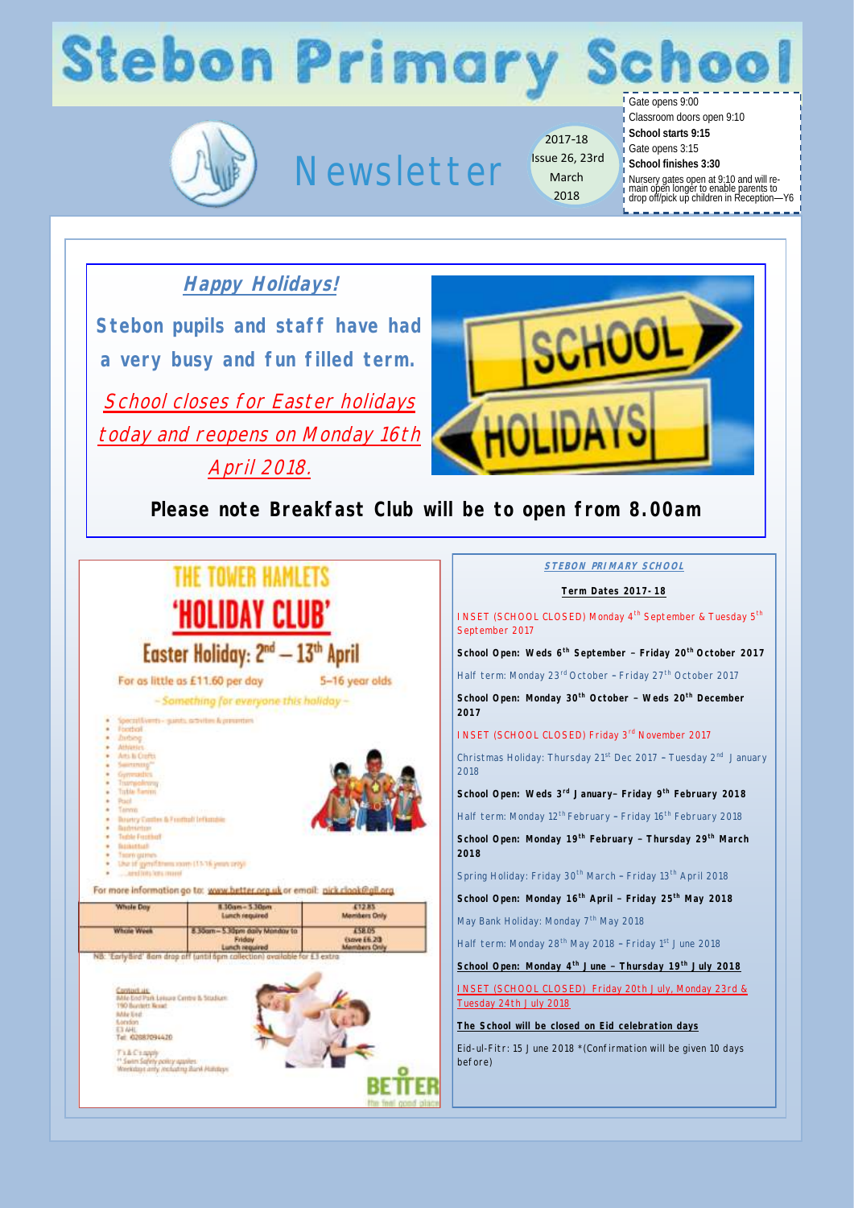# Stebon Primary School

## Newsletter

2017-18
Issue 26, 23rd March 2018

Gate opens 9:00
Classroom doors open 9:10
**School starts 9:15**
Gate opens 3:15
**School finishes 3:30**
Nursery gates open at 9:10 and will remain open longer to enable parents to drop off/pick up children in Reception—Y6

## Happy Holidays!

**Stebon pupils and staff have had a very busy and fun filled term.**

School closes for Easter holidays today and reopens on Monday 16th April 2018.

**Please note Breakfast Club will be to open from 8.00am**

## THE TOWER HAMLETS 'HOLIDAY CLUB'

### Easter Holiday: 2nd – 13th April

For as little as £11.60 per day — 5–16 year olds

– Something for everyone this holiday –

- Special Events – guests, activities & presenters
- Football
- Dodgeball
- Athletics
- Arts & Crafts
- Swimming**
- Gymnastics
- Trampolining
- Table Tennis
- Pool
- Tennis
- Bouncy Castles & Football Inflatable
- Badminton
- Table Football
- Basketball
- Team games
- Use of gym/fitness room (11-16 years only)
- ...and lots lots more!

For more information go to: www.better.org.uk or email: nick.cloak@gll.org

| | | |
|---|---|---|
| Whole Day | 8.30am – 5.30pm Lunch required | £12.85 Members Only |
| Whole Week | 8.30am – 5.30pm daily Monday to Friday Lunch required | £58.05 (Save £6.20) Members Only |

NB: 'Early Bird' 8am drop off (until 6pm collection) available for £3 extra

Contact us:
Mile End Park Leisure Centre & Stadium
190 Burdett Road
Mile End
London
E3 4HL
Tel: 02087094420

T's & C's apply
** Swim Safety policy applies
Weekdays only, including Bank Holidays

BETTER the feel good place

## STEBON PRIMARY SCHOOL

**Term Dates 2017-18**

INSET (SCHOOL CLOSED) Monday 4th September & Tuesday 5th September 2017

**School Open: Weds 6th September – Friday 20th October 2017**

Half term: Monday 23rd October – Friday 27th October 2017

**School Open: Monday 30th October – Weds 20th December 2017**

INSET (SCHOOL CLOSED) Friday 3rd November 2017

Christmas Holiday: Thursday 21st Dec 2017 – Tuesday 2nd January 2018

**School Open: Weds 3rd January– Friday 9th February 2018**

Half term: Monday 12th February – Friday 16th February 2018

**School Open: Monday 19th February – Thursday 29th March 2018**

Spring Holiday: Friday 30th March – Friday 13th April 2018

**School Open: Monday 16th April – Friday 25th May 2018**

May Bank Holiday: Monday 7th May 2018

Half term: Monday 28th May 2018 – Friday 1st June 2018

**School Open: Monday 4th June – Thursday 19th July 2018**

INSET (SCHOOL CLOSED) Friday 20th July, Monday 23rd & Tuesday 24th July 2018

**The School will be closed on Eid celebration days**

Eid-ul-Fitr: 15 June 2018 *(Confirmation will be given 10 days before)